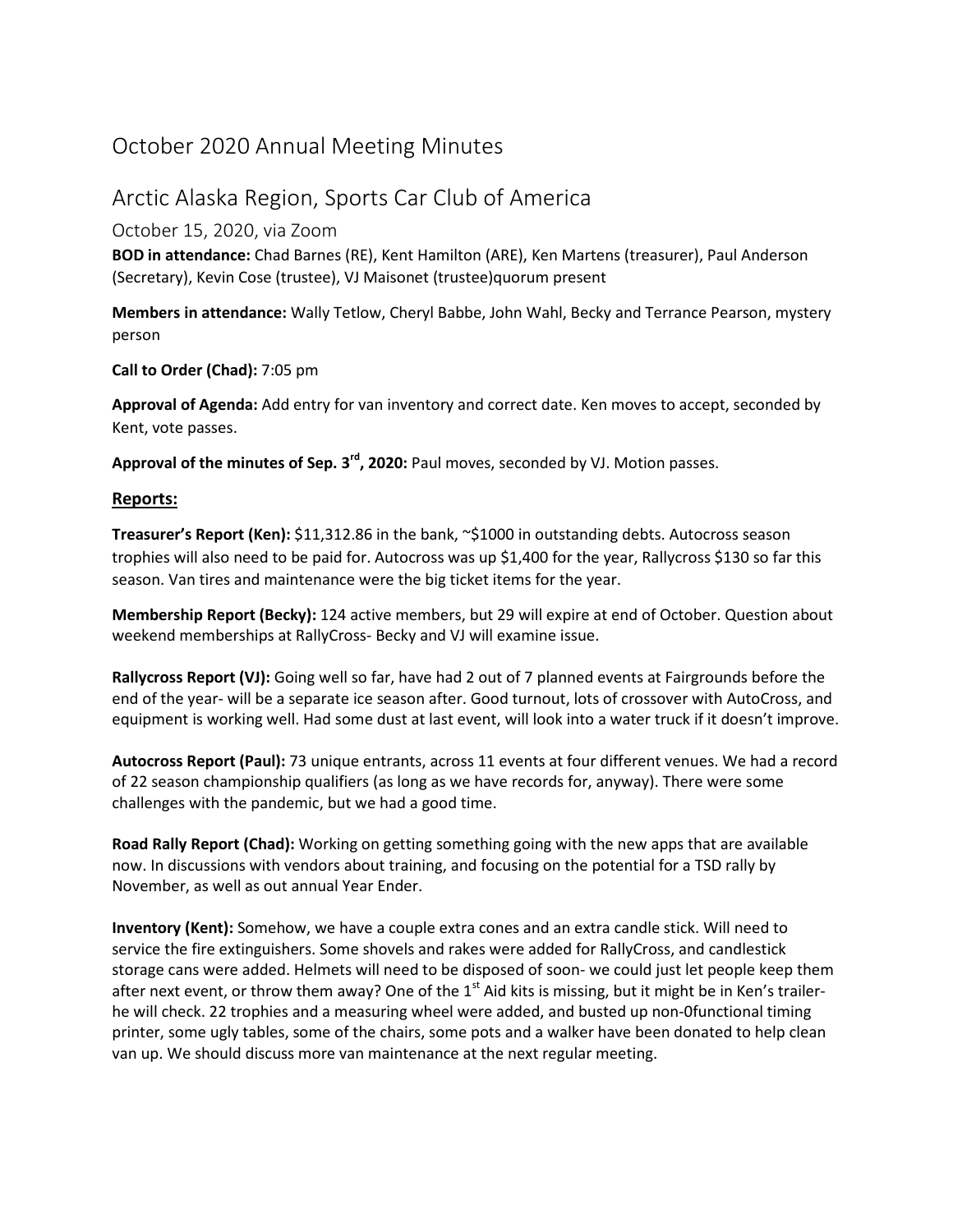# October 2020 Annual Meeting Minutes

## Arctic Alaska Region, Sports Car Club of America

### October 15, 2020, via Zoom

**BOD in attendance:** Chad Barnes (RE), Kent Hamilton (ARE), Ken Martens (treasurer), Paul Anderson (Secretary), Kevin Cose (trustee), VJ Maisonet (trustee)quorum present

**Members in attendance:** Wally Tetlow, Cheryl Babbe, John Wahl, Becky and Terrance Pearson, mystery person

**Call to Order (Chad):** 7:05 pm

**Approval of Agenda:** Add entry for van inventory and correct date. Ken moves to accept, seconded by Kent, vote passes.

**Approval of the minutes of Sep. 3rd, 2020:** Paul moves, seconded by VJ. Motion passes.

**Reports:**

**Treasurer's Report (Ken):** $11,312.86 in the bank, ~$1000 in outstanding debts. Autocross season trophies will also need to be paid for. Autocross was up $1,400 for the year, Rallycross $130 so far this season. Van tires and maintenance were the big ticket items for the year.

**Membership Report (Becky):** 124 active members, but 29 will expire at end of October. Question about weekend memberships at RallyCross- Becky and VJ will examine issue.

**Rallycross Report (VJ):** Going well so far, have had 2 out of 7 planned events at Fairgrounds before the end of the year- will be a separate ice season after. Good turnout, lots of crossover with AutoCross, and equipment is working well. Had some dust at last event, will look into a water truck if it doesn't improve.

**Autocross Report (Paul):** 73 unique entrants, across 11 events at four different venues. We had a record of 22 season championship qualifiers (as long as we have records for, anyway). There were some challenges with the pandemic, but we had a good time.

**Road Rally Report (Chad):** Working on getting something going with the new apps that are available now. In discussions with vendors about training, and focusing on the potential for a TSD rally by November, as well as out annual Year Ender.

**Inventory (Kent):** Somehow, we have a couple extra cones and an extra candle stick. Will need to service the fire extinguishers. Some shovels and rakes were added for RallyCross, and candlestick storage cans were added. Helmets will need to be disposed of soon- we could just let people keep them after next event, or throw them away? One of the 1st Aid kits is missing, but it might be in Ken's trailer- he will check. 22 trophies and a measuring wheel were added, and busted up non-0functional timing printer, some ugly tables, some of the chairs, some pots and a walker have been donated to help clean van up. We should discuss more van maintenance at the next regular meeting.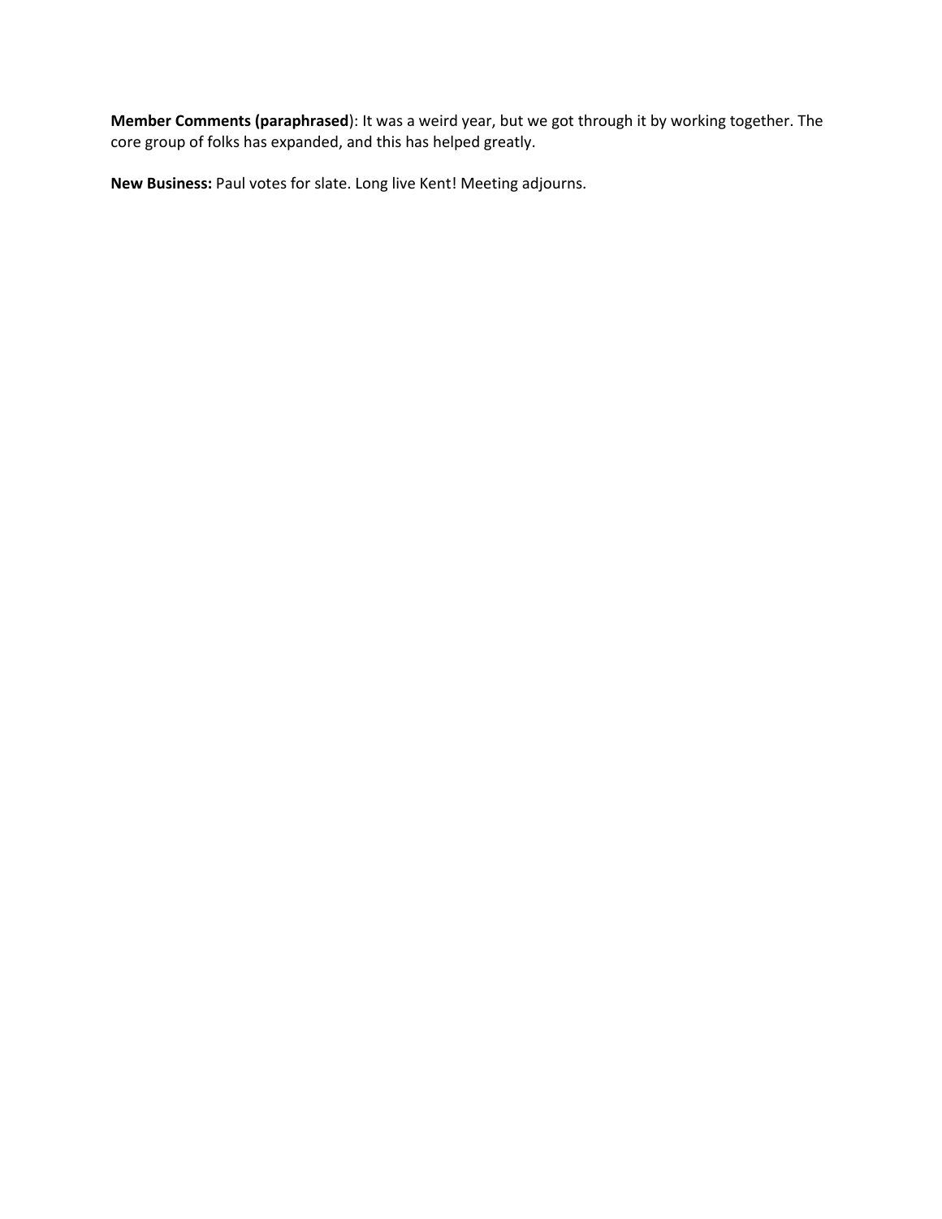**Member Comments (paraphrased)**: It was a weird year, but we got through it by working together. The core group of folks has expanded, and this has helped greatly.

**New Business:** Paul votes for slate. Long live Kent! Meeting adjourns.